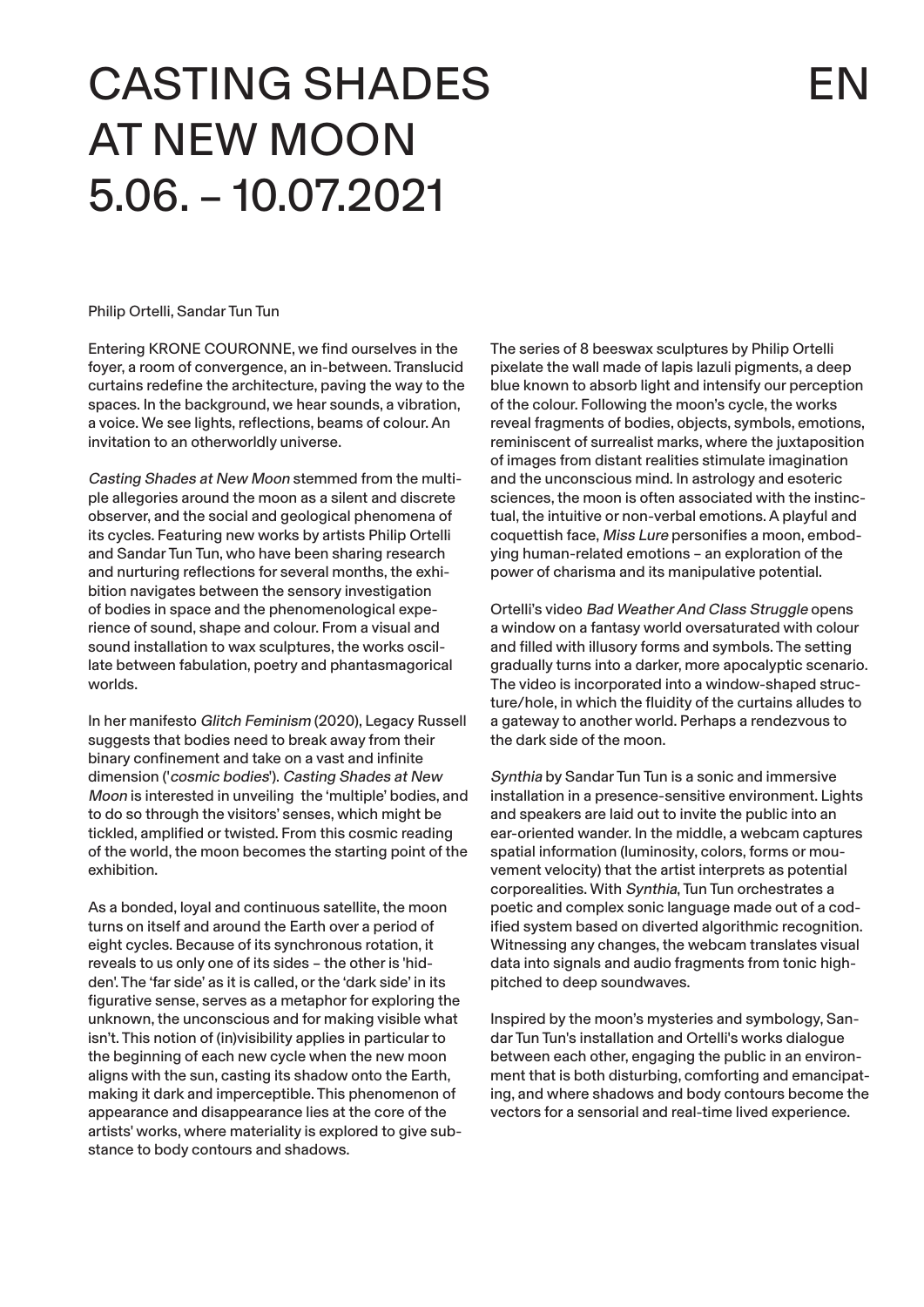# CASTING SHADES AT NEW MOON 5.06. – 10.07.2021

EN

Philip Ortelli, Sandar Tun Tun

Entering KRONE COURONNE, we find ourselves in the foyer, a room of convergence, an in-between. Translucid curtains redefine the architecture, paving the way to the spaces. In the background, we hear sounds, a vibration, a voice. We see lights, reflections, beams of colour. An invitation to an otherworldly universe.

*Casting Shades at New Moon* stemmed from the multiple allegories around the moon as a silent and discrete observer, and the social and geological phenomena of its cycles. Featuring new works by artists Philip Ortelli and Sandar Tun Tun, who have been sharing research and nurturing reflections for several months, the exhibition navigates between the sensory investigation of bodies in space and the phenomenological experience of sound, shape and colour. From a visual and sound installation to wax sculptures, the works oscillate between fabulation, poetry and phantasmagorical worlds.

In her manifesto *Glitch Feminism* (2020), Legacy Russell suggests that bodies need to break away from their binary confinement and take on a vast and infinite dimension ('*cosmic bodies*'). *Casting Shades at New Moon* is interested in unveiling the 'multiple' bodies, and to do so through the visitors' senses, which might be tickled, amplified or twisted. From this cosmic reading of the world, the moon becomes the starting point of the exhibition.

As a bonded, loyal and continuous satellite, the moon turns on itself and around the Earth over a period of eight cycles. Because of its synchronous rotation, it reveals to us only one of its sides – the other is 'hidden'. The 'far side' as it is called, or the 'dark side' in its figurative sense, serves as a metaphor for exploring the unknown, the unconscious and for making visible what isn't. This notion of (in)visibility applies in particular to the beginning of each new cycle when the new moon aligns with the sun, casting its shadow onto the Earth, making it dark and imperceptible. This phenomenon of appearance and disappearance lies at the core of the artists' works, where materiality is explored to give substance to body contours and shadows.

The series of 8 beeswax sculptures by Philip Ortelli pixelate the wall made of lapis lazuli pigments, a deep blue known to absorb light and intensify our perception of the colour. Following the moon's cycle, the works reveal fragments of bodies, objects, symbols, emotions, reminiscent of surrealist marks, where the juxtaposition of images from distant realities stimulate imagination and the unconscious mind. In astrology and esoteric sciences, the moon is often associated with the instinctual, the intuitive or non-verbal emotions. A playful and coquettish face, *Miss Lure* personifies a moon, embodying human-related emotions – an exploration of the power of charisma and its manipulative potential.

Ortelli's video *Bad Weather And Class Struggle* opens a window on a fantasy world oversaturated with colour and filled with illusory forms and symbols. The setting gradually turns into a darker, more apocalyptic scenario. The video is incorporated into a window-shaped structure/hole, in which the fluidity of the curtains alludes to a gateway to another world. Perhaps a rendezvous to the dark side of the moon.

*Synthia* by Sandar Tun Tun is a sonic and immersive installation in a presence-sensitive environment. Lights and speakers are laid out to invite the public into an ear-oriented wander. In the middle, a webcam captures spatial information (luminosity, colors, forms or mouvement velocity) that the artist interprets as potential corporealities. With *Synthia*, Tun Tun orchestrates a poetic and complex sonic language made out of a codified system based on diverted algorithmic recognition. Witnessing any changes, the webcam translates visual data into signals and audio fragments from tonic high-pitched to deep soundwaves.

Inspired by the moon's mysteries and symbology, Sandar Tun Tun's installation and Ortelli's works dialogue between each other, engaging the public in an environment that is both disturbing, comforting and emancipating, and where shadows and body contours become the vectors for a sensorial and real-time lived experience.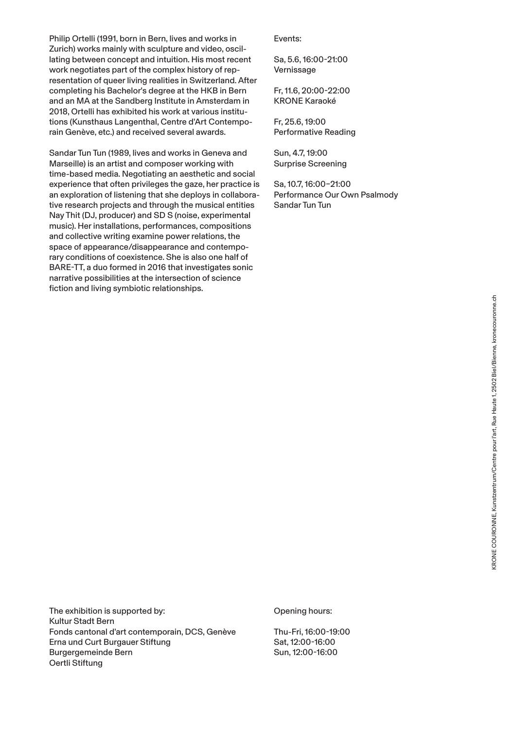Philip Ortelli (1991, born in Bern, lives and works in Zurich) works mainly with sculpture and video, oscillating between concept and intuition. His most recent work negotiates part of the complex history of representation of queer living realities in Switzerland. After completing his Bachelor's degree at the HKB in Bern and an MA at the Sandberg Institute in Amsterdam in 2018, Ortelli has exhibited his work at various institutions (Kunsthaus Langenthal, Centre d'Art Contemporain Genève, etc.) and received several awards.

Sandar Tun Tun (1989, lives and works in Geneva and Marseille) is an artist and composer working with time-based media. Negotiating an aesthetic and social experience that often privileges the gaze, her practice is an exploration of listening that she deploys in collaborative research projects and through the musical entities Nay Thit (DJ, producer) and SD S (noise, experimental music). Her installations, performances, compositions and collective writing examine power relations, the space of appearance/disappearance and contemporary conditions of coexistence. She is also one half of BARE-TT, a duo formed in 2016 that investigates sonic narrative possibilities at the intersection of science fiction and living symbiotic relationships.

Events:

Sa, 5.6, 16:00-21:00
Vernissage

Fr, 11.6, 20:00-22:00
KRONE Karaoké

Fr, 25.6, 19:00
Performative Reading

Sun, 4.7, 19:00
Surprise Screening

Sa, 10.7, 16:00–21:00
Performance Our Own Psalmody
Sandar Tun Tun

The exhibition is supported by:
Kultur Stadt Bern
Fonds cantonal d'art contemporain, DCS, Genève
Erna und Curt Burgauer Stiftung
Burgergemeinde Bern
Oertli Stiftung

Opening hours:

Thu-Fri, 16:00-19:00
Sat, 12:00-16:00
Sun, 12:00-16:00

KRONE COURONNE, Kunstzentrum/Centre pour l'art, Rue Haute 1, 2502 Biel/Bienne, kronecouronne.ch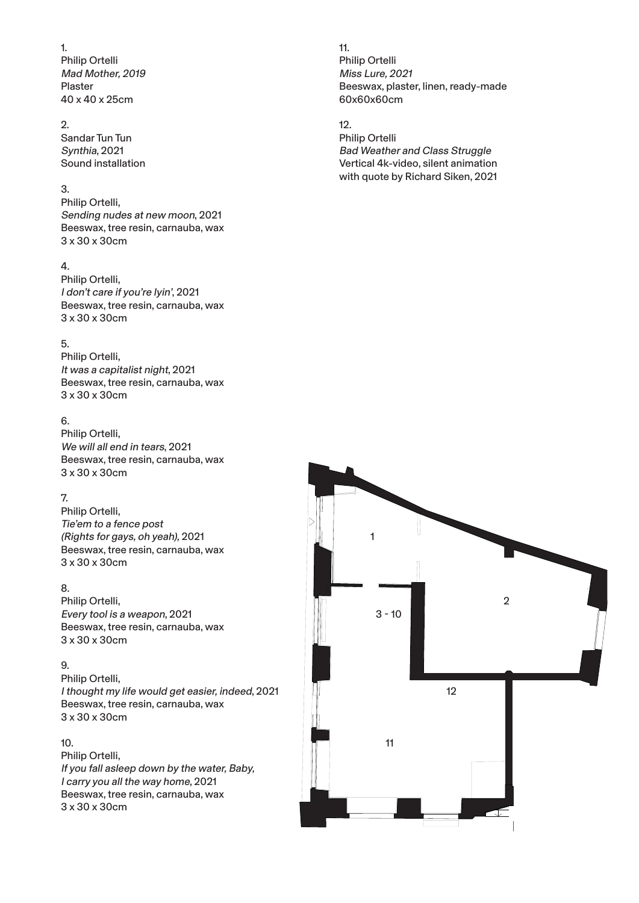1.
Philip Ortelli
*Mad Mother, 2019*
Plaster
40 x 40 x 25cm

2.
Sandar Tun Tun
*Synthia*, 2021
Sound installation

3.
Philip Ortelli,
*Sending nudes at new moon*, 2021
Beeswax, tree resin, carnauba, wax
3 x 30 x 30cm

4.
Philip Ortelli,
*I don't care if you're lyin'*, 2021
Beeswax, tree resin, carnauba, wax
3 x 30 x 30cm

5.
Philip Ortelli,
*It was a capitalist night*, 2021
Beeswax, tree resin, carnauba, wax
3 x 30 x 30cm

6.
Philip Ortelli,
*We will all end in tears*, 2021
Beeswax, tree resin, carnauba, wax
3 x 30 x 30cm

7.
Philip Ortelli,
*Tie'em to a fence post*
*(Rights for gays, oh yeah),* 2021
Beeswax, tree resin, carnauba, wax
3 x 30 x 30cm

8.
Philip Ortelli,
*Every tool is a weapon*, 2021
Beeswax, tree resin, carnauba, wax
3 x 30 x 30cm

9.
Philip Ortelli,
*I thought my life would get easier, indeed*, 2021
Beeswax, tree resin, carnauba, wax
3 x 30 x 30cm

10.
Philip Ortelli,
*If you fall asleep down by the water, Baby,*
*I carry you all the way home*, 2021
Beeswax, tree resin, carnauba, wax
3 x 30 x 30cm

11.
Philip Ortelli
*Miss Lure, 2021*
Beeswax, plaster, linen, ready-made
60x60x60cm

12.
Philip Ortelli
*Bad Weather and Class Struggle*
Vertical 4k-video, silent animation
with quote by Richard Siken, 2021

1

2

3 - 10

12

11